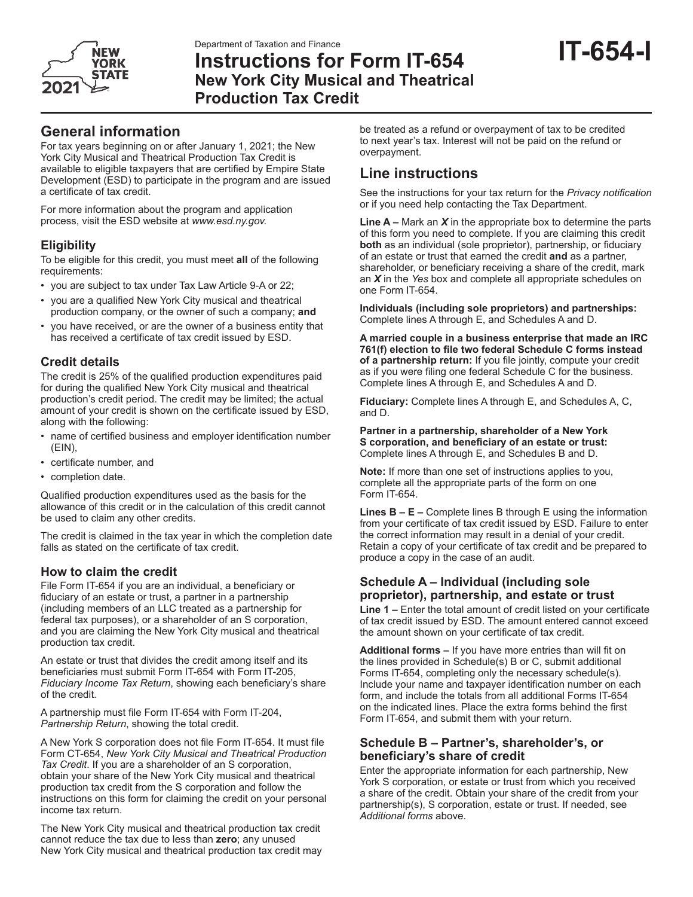Department of Taxation and Finance

# Instructions for Form IT-654 New York City Musical and Theatrical Production Tax Credit

**IT-654-I**

## General information

For tax years beginning on or after January 1, 2021; the New York City Musical and Theatrical Production Tax Credit is available to eligible taxpayers that are certified by Empire State Development (ESD) to participate in the program and are issued a certificate of tax credit.

For more information about the program and application process, visit the ESD website at *www.esd.ny.gov.*

### Eligibility

To be eligible for this credit, you must meet **all** of the following requirements:

- you are subject to tax under Tax Law Article 9-A or 22;
- you are a qualified New York City musical and theatrical production company, or the owner of such a company; **and**
- you have received, or are the owner of a business entity that has received a certificate of tax credit issued by ESD.

### Credit details

The credit is 25% of the qualified production expenditures paid for during the qualified New York City musical and theatrical production's credit period. The credit may be limited; the actual amount of your credit is shown on the certificate issued by ESD, along with the following:

- name of certified business and employer identification number (EIN),
- certificate number, and
- completion date.

Qualified production expenditures used as the basis for the allowance of this credit or in the calculation of this credit cannot be used to claim any other credits.

The credit is claimed in the tax year in which the completion date falls as stated on the certificate of tax credit.

### How to claim the credit

File Form IT-654 if you are an individual, a beneficiary or fiduciary of an estate or trust, a partner in a partnership (including members of an LLC treated as a partnership for federal tax purposes), or a shareholder of an S corporation, and you are claiming the New York City musical and theatrical production tax credit.

An estate or trust that divides the credit among itself and its beneficiaries must submit Form IT-654 with Form IT-205, *Fiduciary Income Tax Return*, showing each beneficiary's share of the credit.

A partnership must file Form IT-654 with Form IT-204, *Partnership Return*, showing the total credit.

A New York S corporation does not file Form IT-654. It must file Form CT-654, *New York City Musical and Theatrical Production Tax Credit*. If you are a shareholder of an S corporation, obtain your share of the New York City musical and theatrical production tax credit from the S corporation and follow the instructions on this form for claiming the credit on your personal income tax return.

The New York City musical and theatrical production tax credit cannot reduce the tax due to less than **zero**; any unused New York City musical and theatrical production tax credit may be treated as a refund or overpayment of tax to be credited to next year's tax. Interest will not be paid on the refund or overpayment.

## Line instructions

See the instructions for your tax return for the *Privacy notification* or if you need help contacting the Tax Department.

**Line A –** Mark an ***X*** in the appropriate box to determine the parts of this form you need to complete. If you are claiming this credit **both** as an individual (sole proprietor), partnership, or fiduciary of an estate or trust that earned the credit **and** as a partner, shareholder, or beneficiary receiving a share of the credit, mark an ***X*** in the *Yes* box and complete all appropriate schedules on one Form IT-654.

**Individuals (including sole proprietors) and partnerships:** Complete lines A through E, and Schedules A and D.

**A married couple in a business enterprise that made an IRC 761(f) election to file two federal Schedule C forms instead of a partnership return:** If you file jointly, compute your credit as if you were filing one federal Schedule C for the business. Complete lines A through E, and Schedules A and D.

**Fiduciary:** Complete lines A through E, and Schedules A, C, and D.

**Partner in a partnership, shareholder of a New York S corporation, and beneficiary of an estate or trust:** Complete lines A through E, and Schedules B and D.

**Note:** If more than one set of instructions applies to you, complete all the appropriate parts of the form on one Form IT-654.

**Lines B – E –** Complete lines B through E using the information from your certificate of tax credit issued by ESD. Failure to enter the correct information may result in a denial of your credit. Retain a copy of your certificate of tax credit and be prepared to produce a copy in the case of an audit.

### Schedule A – Individual (including sole proprietor), partnership, and estate or trust

**Line 1 –** Enter the total amount of credit listed on your certificate of tax credit issued by ESD. The amount entered cannot exceed the amount shown on your certificate of tax credit.

**Additional forms –** If you have more entries than will fit on the lines provided in Schedule(s) B or C, submit additional Forms IT-654, completing only the necessary schedule(s). Include your name and taxpayer identification number on each form, and include the totals from all additional Forms IT-654 on the indicated lines. Place the extra forms behind the first Form IT-654, and submit them with your return.

### Schedule B – Partner's, shareholder's, or beneficiary's share of credit

Enter the appropriate information for each partnership, New York S corporation, or estate or trust from which you received a share of the credit. Obtain your share of the credit from your partnership(s), S corporation, estate or trust. If needed, see *Additional forms* above.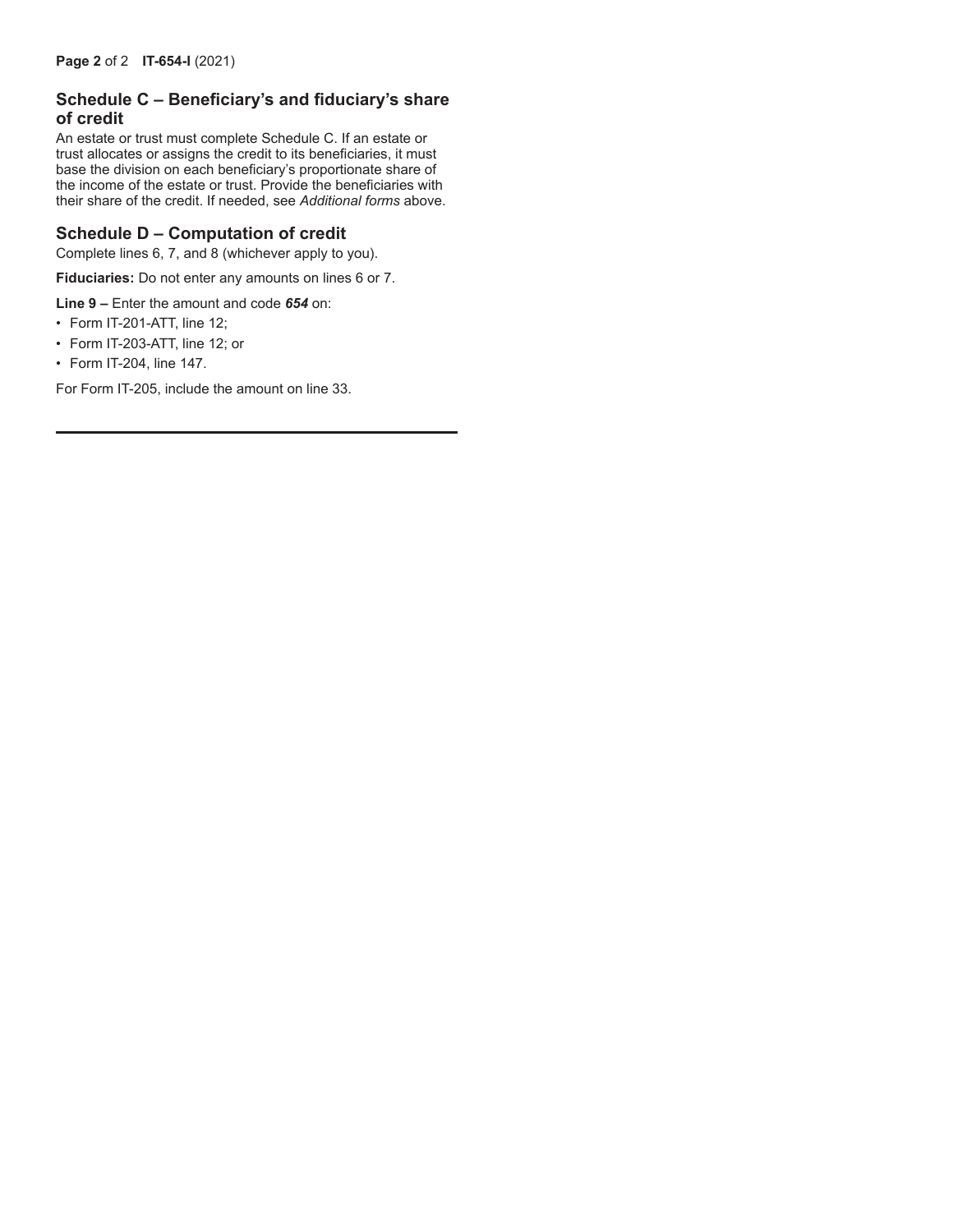## Schedule C – Beneficiary's and fiduciary's share of credit

An estate or trust must complete Schedule C. If an estate or trust allocates or assigns the credit to its beneficiaries, it must base the division on each beneficiary's proportionate share of the income of the estate or trust. Provide the beneficiaries with their share of the credit. If needed, see *Additional forms* above.

## Schedule D – Computation of credit

Complete lines 6, 7, and 8 (whichever apply to you).

**Fiduciaries:** Do not enter any amounts on lines 6 or 7.

**Line 9 –** Enter the amount and code ***654*** on:

- Form IT-201-ATT, line 12;
- Form IT-203-ATT, line 12; or
- Form IT-204, line 147.

For Form IT-205, include the amount on line 33.